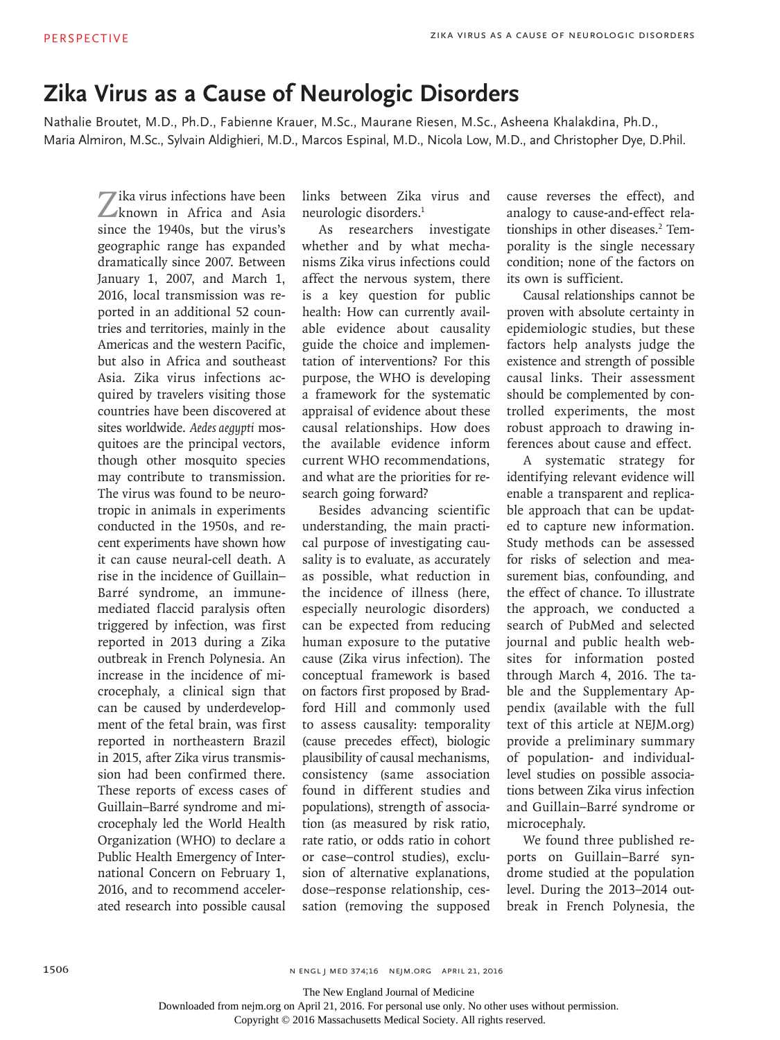# Zika Virus as a Cause of Neurologic Disorders

Nathalie Broutet, M.D., Ph.D., Fabienne Krauer, M.Sc., Maurane Riesen, M.Sc., Asheena Khalakdina, Ph.D., Maria Almiron, M.Sc., Sylvain Aldighieri, M.D., Marcos Espinal, M.D., Nicola Low, M.D., and Christopher Dye, D.Phil.

Zika virus infections have been known in Africa and Asia since the 1940s, but the virus's geographic range has expanded dramatically since 2007. Between January 1, 2007, and March 1, 2016, local transmission was reported in an additional 52 countries and territories, mainly in the Americas and the western Pacific, but also in Africa and southeast Asia. Zika virus infections acquired by travelers visiting those countries have been discovered at sites worldwide. *Aedes aegypti* mosquitoes are the principal vectors, though other mosquito species may contribute to transmission. The virus was found to be neurotropic in animals in experiments conducted in the 1950s, and recent experiments have shown how it can cause neural-cell death. A rise in the incidence of Guillain–Barré syndrome, an immune-mediated flaccid paralysis often triggered by infection, was first reported in 2013 during a Zika outbreak in French Polynesia. An increase in the incidence of microcephaly, a clinical sign that can be caused by underdevelopment of the fetal brain, was first reported in northeastern Brazil in 2015, after Zika virus transmission had been confirmed there. These reports of excess cases of Guillain–Barré syndrome and microcephaly led the World Health Organization (WHO) to declare a Public Health Emergency of International Concern on February 1, 2016, and to recommend accelerated research into possible causal links between Zika virus and neurologic disorders.[1]

As researchers investigate whether and by what mechanisms Zika virus infections could affect the nervous system, there is a key question for public health: How can currently available evidence about causality guide the choice and implementation of interventions? For this purpose, the WHO is developing a framework for the systematic appraisal of evidence about these causal relationships. How does the available evidence inform current WHO recommendations, and what are the priorities for research going forward?

Besides advancing scientific understanding, the main practical purpose of investigating causality is to evaluate, as accurately as possible, what reduction in the incidence of illness (here, especially neurologic disorders) can be expected from reducing human exposure to the putative cause (Zika virus infection). The conceptual framework is based on factors first proposed by Bradford Hill and commonly used to assess causality: temporality (cause precedes effect), biologic plausibility of causal mechanisms, consistency (same association found in different studies and populations), strength of association (as measured by risk ratio, rate ratio, or odds ratio in cohort or case–control studies), exclusion of alternative explanations, dose–response relationship, cessation (removing the supposed cause reverses the effect), and analogy to cause-and-effect relationships in other diseases.[2] Temporality is the single necessary condition; none of the factors on its own is sufficient.

Causal relationships cannot be proven with absolute certainty in epidemiologic studies, but these factors help analysts judge the existence and strength of possible causal links. Their assessment should be complemented by controlled experiments, the most robust approach to drawing inferences about cause and effect.

A systematic strategy for identifying relevant evidence will enable a transparent and replicable approach that can be updated to capture new information. Study methods can be assessed for risks of selection and measurement bias, confounding, and the effect of chance. To illustrate the approach, we conducted a search of PubMed and selected journal and public health websites for information posted through March 4, 2016. The table and the Supplementary Appendix (available with the full text of this article at NEJM.org) provide a preliminary summary of population- and individual-level studies on possible associations between Zika virus infection and Guillain–Barré syndrome or microcephaly.

We found three published reports on Guillain–Barré syndrome studied at the population level. During the 2013–2014 outbreak in French Polynesia, the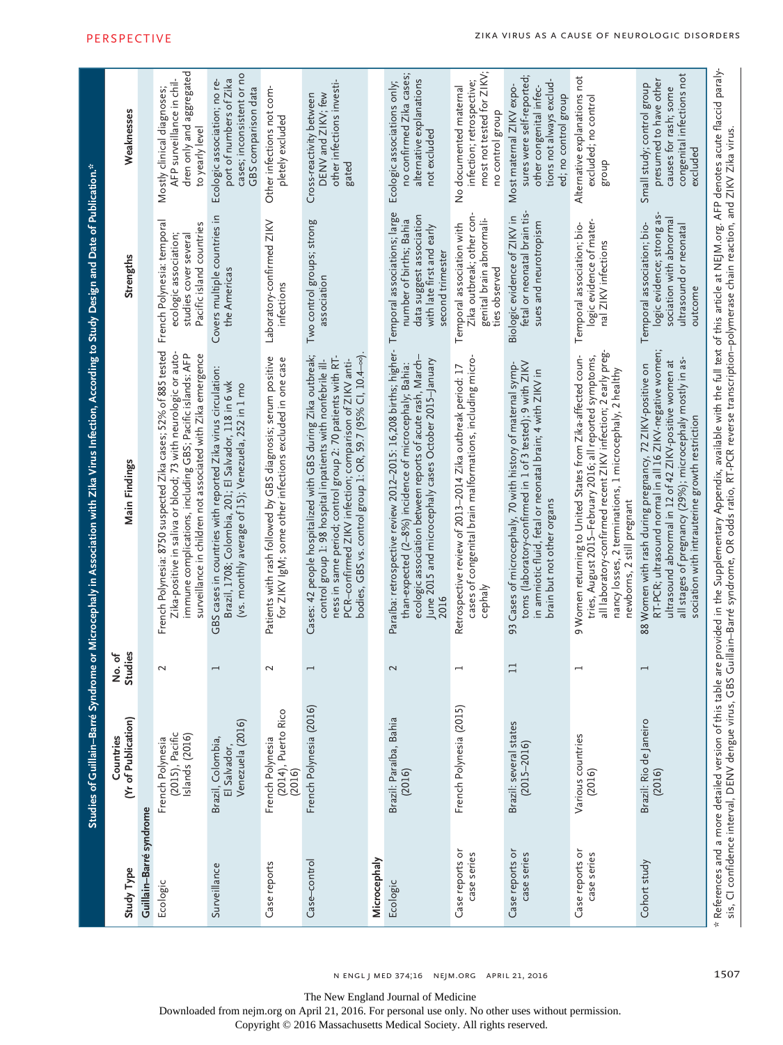**Studies of Guillain–Barré Syndrome or Microcephaly in Association with Zika Virus Infection, According to Study Design and Date of Publication.***

| Study Type | Countries (Yr of Publication) | No. of Studies | Main Findings | Strengths | Weaknesses |
|---|---|---|---|---|---|
| **Guillain–Barré syndrome** | | | | | |
| Ecologic | French Polynesia (2015), Pacific Islands (2016) | 2 | French Polynesia: 8750 suspected Zika cases; 52% of 885 tested Zika-positive in saliva or blood; 73 with neurologic or autoimmune complications, including GBS; Pacific islands: AFP surveillance in children not associated with Zika emergence | French Polynesia: temporal ecologic association; studies cover several Pacific island countries | Mostly clinical diagnoses; AFP surveillance in children only and aggregated to yearly level |
| Surveillance | Brazil, Colombia, El Salvador, Venezuela (2016) | 1 | GBS cases in countries with reported Zika virus circulation: Brazil, 1708; Colombia, 201; El Salvador, 118 in 6 wk (vs. monthly average of 15); Venezuela, 252 in 1 mo | Covers multiple countries in the Americas | Ecologic association; no report of numbers of Zika cases; inconsistent or no GBS comparison data |
| Case reports | French Polynesia (2014), Puerto Rico (2016) | 2 | Patients with rash followed by GBS diagnosis; serum positive for ZIKV IgM; some other infections excluded in one case | Laboratory-confirmed ZIKV infections | Other infections not completely excluded |
| Case–control | French Polynesia (2016) | 1 | Cases: 42 people hospitalized with GBS during Zika outbreak; control group 1: 98 hospital inpatients with nonfebrile illness in same period; control group 2: 70 patients with RT-PCR–confirmed ZIKV infection; comparison of ZIKV antibodies, GBS vs. control group 1: OR, 59.7 (95% CI, 10.4–∞). | Two control groups; strong association | Cross-reactivity between DENV and ZIKV; few other infections investigated |
| **Microcephaly** | | | | | |
| Ecologic | Brazil: Paraíba, Bahia (2016) | 2 | Paraíba: retrospective review 2012–2015: 16,208 births; higher-than-expected (2–8%) incidence of microcephaly; Bahia: ecologic association between reports of acute rash, March–June 2015 and microcephaly cases October 2015–January 2016 | Temporal associations; large number of births; Bahia data suggest association with late first and early second trimester | Ecologic associations only; no confirmed Zika cases; alternative explanations not excluded |
| Case reports or case series | French Polynesia (2015) | 1 | Retrospective review of 2013–2014 Zika outbreak period: 17 cases of congenital brain malformations, including microcephaly | Temporal association with Zika outbreak; other congenital brain abnormalities observed | No documented maternal infection; retrospective; most not tested for ZIKV; no control group |
| Case reports or case series | Brazil: several states (2015–2016) | 11 | 93 Cases of microcephaly, 70 with history of maternal symptoms (laboratory-confirmed in 1 of 3 tested); 9 with ZIKV in amniotic fluid, fetal or neonatal brain; 4 with ZIKV in brain but not other organs | Biologic evidence of ZIKV in fetal or neonatal brain tissues and neurotropism | Most maternal ZIKV exposures were self-reported; other congenital infections not always excluded; no control group |
| Case reports or case series | Various countries (2016) | 1 | 9 Women returning to United States from Zika-affected countries, August 2015–February 2016; all reported symptoms, all laboratory-confirmed recent ZIKV infection; 2 early pregnancy losses, 2 terminations, 1 microcephaly, 2 healthy newborns, 2 still pregnant | Temporal association; biologic evidence of maternal ZIKV infections | Alternative explanations not excluded; no control group |
| Cohort study | Brazil: Rio de Janeiro (2016) | 1 | 88 Women with rash during pregnancy, 72 ZIKV-positive on RT-PCR; ultrasound normal in all 16 ZIKV-negative women; ultrasound abnormal in 12 of 42 ZIKV-positive women at all stages of pregnancy (29%); microcephaly mostly in association with intrauterine growth restriction | Temporal association; biologic evidence; strong association with abnormal ultrasound or neonatal outcome | Small study; control group presumed to have other causes for rash; some congenital infections not excluded |

\* References and a more detailed version of this table are provided in the Supplementary Appendix, available with the full text of this article at NEJM.org. AFP denotes acute flaccid paralysis, CI confidence interval, DENV dengue virus, GBS Guillain–Barré syndrome, OR odds ratio, RT-PCR reverse transcription–polymerase chain reaction, and ZIKV Zika virus.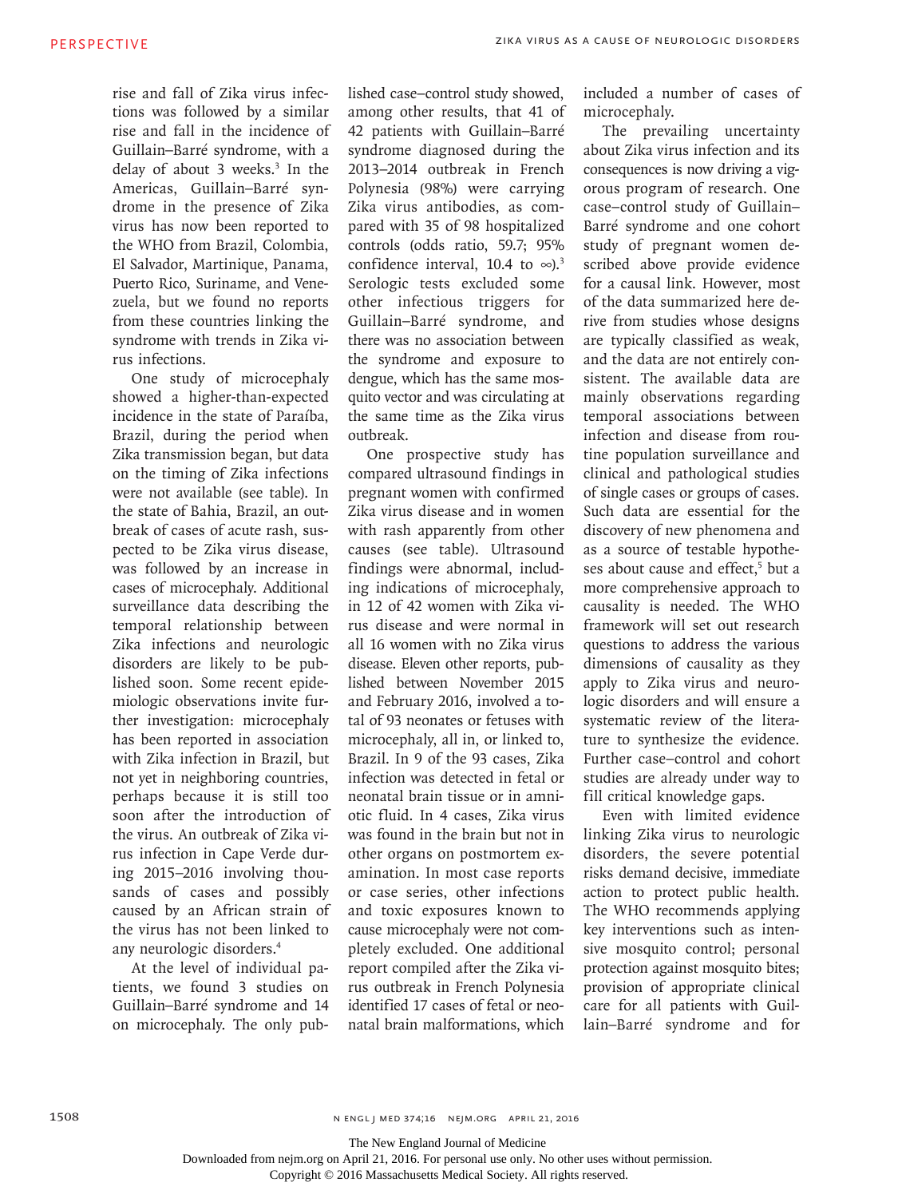rise and fall of Zika virus infections was followed by a similar rise and fall in the incidence of Guillain–Barré syndrome, with a delay of about 3 weeks.[3] In the Americas, Guillain–Barré syndrome in the presence of Zika virus has now been reported to the WHO from Brazil, Colombia, El Salvador, Martinique, Panama, Puerto Rico, Suriname, and Venezuela, but we found no reports from these countries linking the syndrome with trends in Zika virus infections.

One study of microcephaly showed a higher-than-expected incidence in the state of Paraíba, Brazil, during the period when Zika transmission began, but data on the timing of Zika infections were not available (see table). In the state of Bahia, Brazil, an outbreak of cases of acute rash, suspected to be Zika virus disease, was followed by an increase in cases of microcephaly. Additional surveillance data describing the temporal relationship between Zika infections and neurologic disorders are likely to be published soon. Some recent epidemiologic observations invite further investigation: microcephaly has been reported in association with Zika infection in Brazil, but not yet in neighboring countries, perhaps because it is still too soon after the introduction of the virus. An outbreak of Zika virus infection in Cape Verde during 2015–2016 involving thousands of cases and possibly caused by an African strain of the virus has not been linked to any neurologic disorders.[4]

At the level of individual patients, we found 3 studies on Guillain–Barré syndrome and 14 on microcephaly. The only published case–control study showed, among other results, that 41 of 42 patients with Guillain–Barré syndrome diagnosed during the 2013–2014 outbreak in French Polynesia (98%) were carrying Zika virus antibodies, as compared with 35 of 98 hospitalized controls (odds ratio, 59.7; 95% confidence interval, 10.4 to ∞).[3] Serologic tests excluded some other infectious triggers for Guillain–Barré syndrome, and there was no association between the syndrome and exposure to dengue, which has the same mosquito vector and was circulating at the same time as the Zika virus outbreak.

One prospective study has compared ultrasound findings in pregnant women with confirmed Zika virus disease and in women with rash apparently from other causes (see table). Ultrasound findings were abnormal, including indications of microcephaly, in 12 of 42 women with Zika virus disease and were normal in all 16 women with no Zika virus disease. Eleven other reports, published between November 2015 and February 2016, involved a total of 93 neonates or fetuses with microcephaly, all in, or linked to, Brazil. In 9 of the 93 cases, Zika infection was detected in fetal or neonatal brain tissue or in amniotic fluid. In 4 cases, Zika virus was found in the brain but not in other organs on postmortem examination. In most case reports or case series, other infections and toxic exposures known to cause microcephaly were not completely excluded. One additional report compiled after the Zika virus outbreak in French Polynesia identified 17 cases of fetal or neonatal brain malformations, which included a number of cases of microcephaly.

The prevailing uncertainty about Zika virus infection and its consequences is now driving a vigorous program of research. One case–control study of Guillain–Barré syndrome and one cohort study of pregnant women described above provide evidence for a causal link. However, most of the data summarized here derive from studies whose designs are typically classified as weak, and the data are not entirely consistent. The available data are mainly observations regarding temporal associations between infection and disease from routine population surveillance and clinical and pathological studies of single cases or groups of cases. Such data are essential for the discovery of new phenomena and as a source of testable hypotheses about cause and effect,[5] but a more comprehensive approach to causality is needed. The WHO framework will set out research questions to address the various dimensions of causality as they apply to Zika virus and neurologic disorders and will ensure a systematic review of the literature to synthesize the evidence. Further case–control and cohort studies are already under way to fill critical knowledge gaps.

Even with limited evidence linking Zika virus to neurologic disorders, the severe potential risks demand decisive, immediate action to protect public health. The WHO recommends applying key interventions such as intensive mosquito control; personal protection against mosquito bites; provision of appropriate clinical care for all patients with Guillain–Barré syndrome and for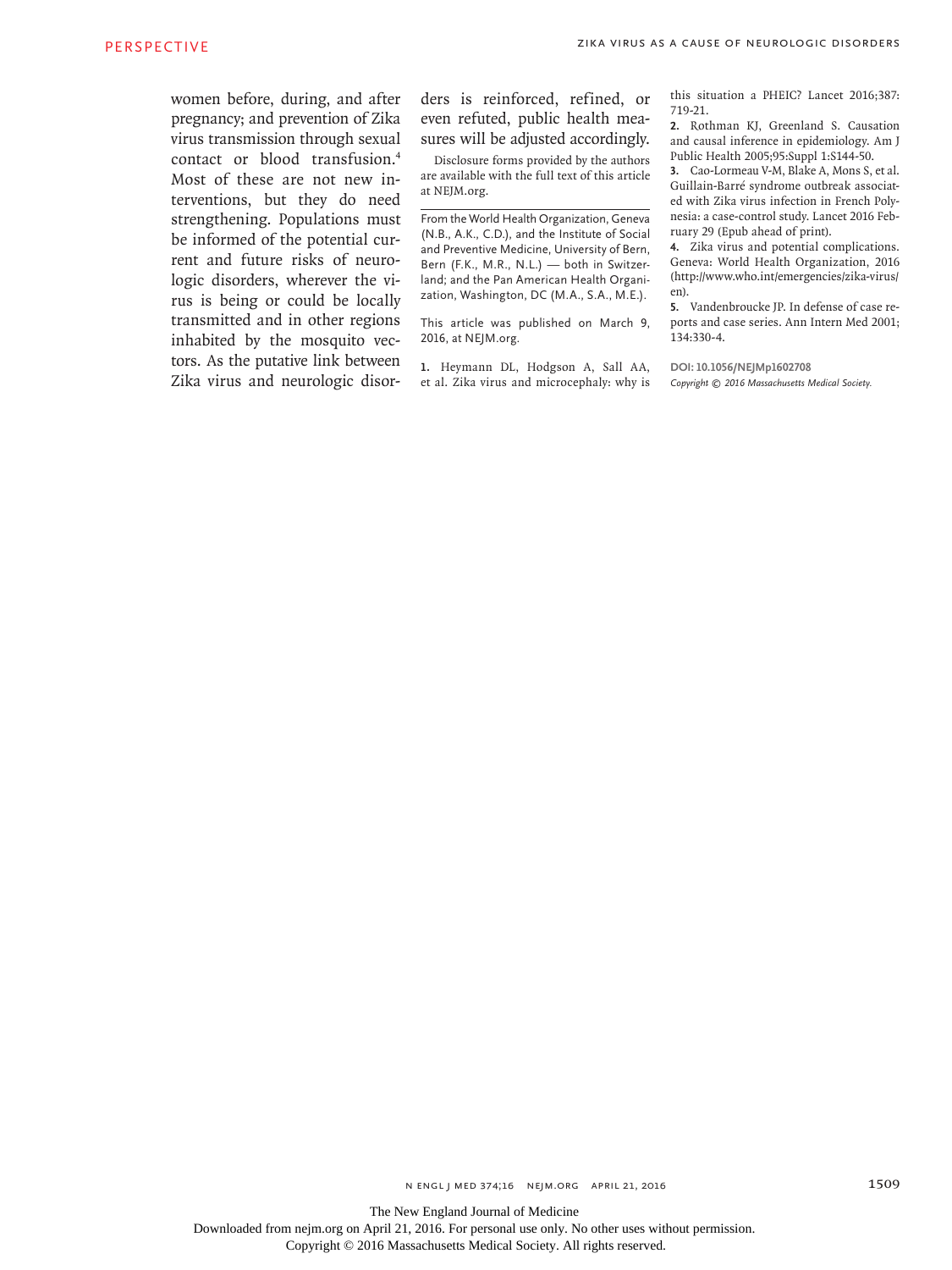women before, during, and after pregnancy; and prevention of Zika virus transmission through sexual contact or blood transfusion.[4] Most of these are not new interventions, but they do need strengthening. Populations must be informed of the potential current and future risks of neurologic disorders, wherever the virus is being or could be locally transmitted and in other regions inhabited by the mosquito vectors. As the putative link between Zika virus and neurologic disorders is reinforced, refined, or even refuted, public health measures will be adjusted accordingly.

Disclosure forms provided by the authors are available with the full text of this article at NEJM.org.

From the World Health Organization, Geneva (N.B., A.K., C.D.), and the Institute of Social and Preventive Medicine, University of Bern, Bern (F.K., M.R., N.L.) — both in Switzerland; and the Pan American Health Organization, Washington, DC (M.A., S.A., M.E.).

This article was published on March 9, 2016, at NEJM.org.

1. Heymann DL, Hodgson A, Sall AA, et al. Zika virus and microcephaly: why is this situation a PHEIC? Lancet 2016;387:719-21.
2. Rothman KJ, Greenland S. Causation and causal inference in epidemiology. Am J Public Health 2005;95:Suppl 1:S144-50.
3. Cao-Lormeau V-M, Blake A, Mons S, et al. Guillain-Barré syndrome outbreak associated with Zika virus infection in French Polynesia: a case-control study. Lancet 2016 February 29 (Epub ahead of print).
4. Zika virus and potential complications. Geneva: World Health Organization, 2016 (http://www.who.int/emergencies/zika-virus/en).
5. Vandenbroucke JP. In defense of case reports and case series. Ann Intern Med 2001;134:330-4.

DOI: 10.1056/NEJMp1602708

*Copyright © 2016 Massachusetts Medical Society.*